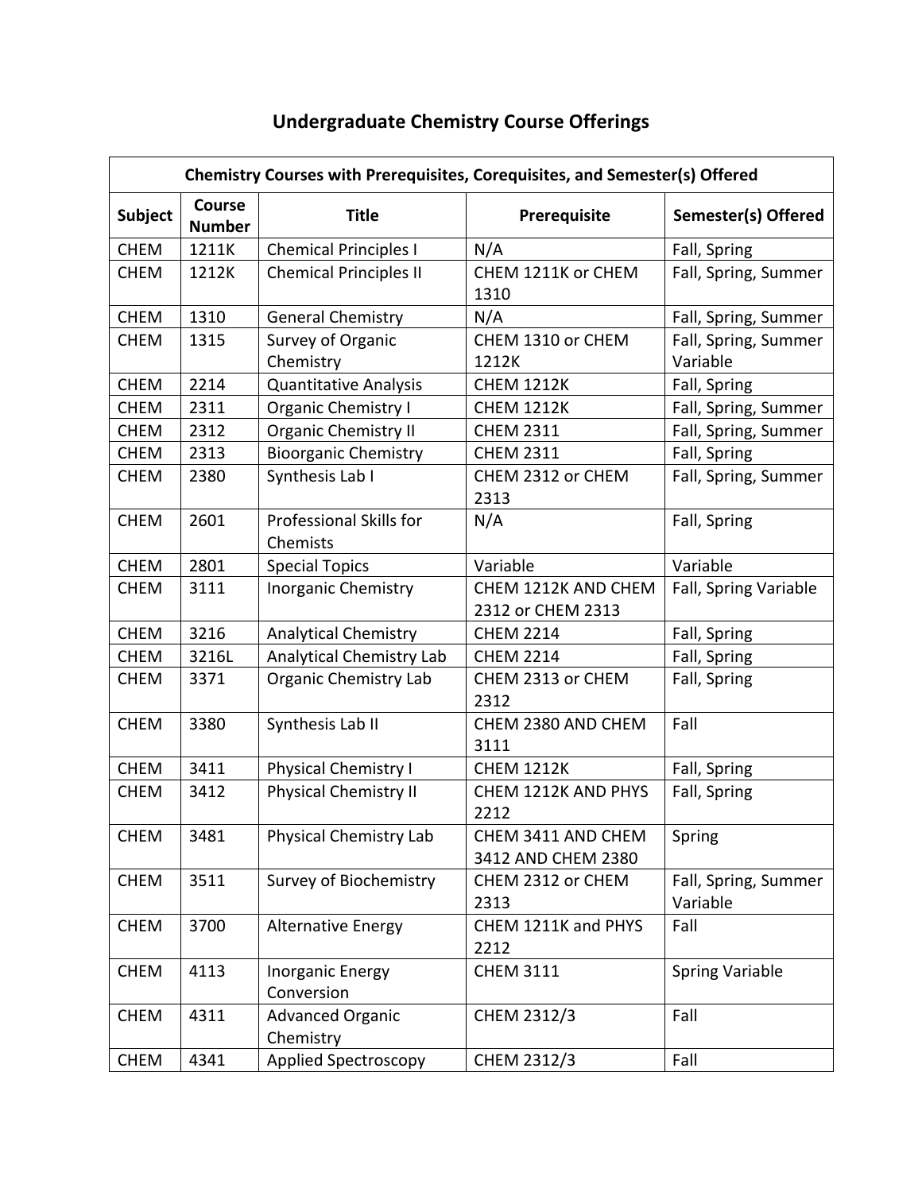# Undergraduate Chemistry Course Offerings

| Chemistry Courses with Prerequisites, Corequisites, and Semester(s) Offered | | | | |
|---|---|---|---|---|
| **Subject** | **Course Number** | **Title** | **Prerequisite** | **Semester(s) Offered** |
| CHEM | 1211K | Chemical Principles I | N/A | Fall, Spring |
| CHEM | 1212K | Chemical Principles II | CHEM 1211K or CHEM 1310 | Fall, Spring, Summer |
| CHEM | 1310 | General Chemistry | N/A | Fall, Spring, Summer |
| CHEM | 1315 | Survey of Organic Chemistry | CHEM 1310 or CHEM 1212K | Fall, Spring, Summer Variable |
| CHEM | 2214 | Quantitative Analysis | CHEM 1212K | Fall, Spring |
| CHEM | 2311 | Organic Chemistry I | CHEM 1212K | Fall, Spring, Summer |
| CHEM | 2312 | Organic Chemistry II | CHEM 2311 | Fall, Spring, Summer |
| CHEM | 2313 | Bioorganic Chemistry | CHEM 2311 | Fall, Spring |
| CHEM | 2380 | Synthesis Lab I | CHEM 2312 or CHEM 2313 | Fall, Spring, Summer |
| CHEM | 2601 | Professional Skills for Chemists | N/A | Fall, Spring |
| CHEM | 2801 | Special Topics | Variable | Variable |
| CHEM | 3111 | Inorganic Chemistry | CHEM 1212K AND CHEM 2312 or CHEM 2313 | Fall, Spring Variable |
| CHEM | 3216 | Analytical Chemistry | CHEM 2214 | Fall, Spring |
| CHEM | 3216L | Analytical Chemistry Lab | CHEM 2214 | Fall, Spring |
| CHEM | 3371 | Organic Chemistry Lab | CHEM 2313 or CHEM 2312 | Fall, Spring |
| CHEM | 3380 | Synthesis Lab II | CHEM 2380 AND CHEM 3111 | Fall |
| CHEM | 3411 | Physical Chemistry I | CHEM 1212K | Fall, Spring |
| CHEM | 3412 | Physical Chemistry II | CHEM 1212K AND PHYS 2212 | Fall, Spring |
| CHEM | 3481 | Physical Chemistry Lab | CHEM 3411 AND CHEM 3412 AND CHEM 2380 | Spring |
| CHEM | 3511 | Survey of Biochemistry | CHEM 2312 or CHEM 2313 | Fall, Spring, Summer Variable |
| CHEM | 3700 | Alternative Energy | CHEM 1211K and PHYS 2212 | Fall |
| CHEM | 4113 | Inorganic Energy Conversion | CHEM 3111 | Spring Variable |
| CHEM | 4311 | Advanced Organic Chemistry | CHEM 2312/3 | Fall |
| CHEM | 4341 | Applied Spectroscopy | CHEM 2312/3 | Fall |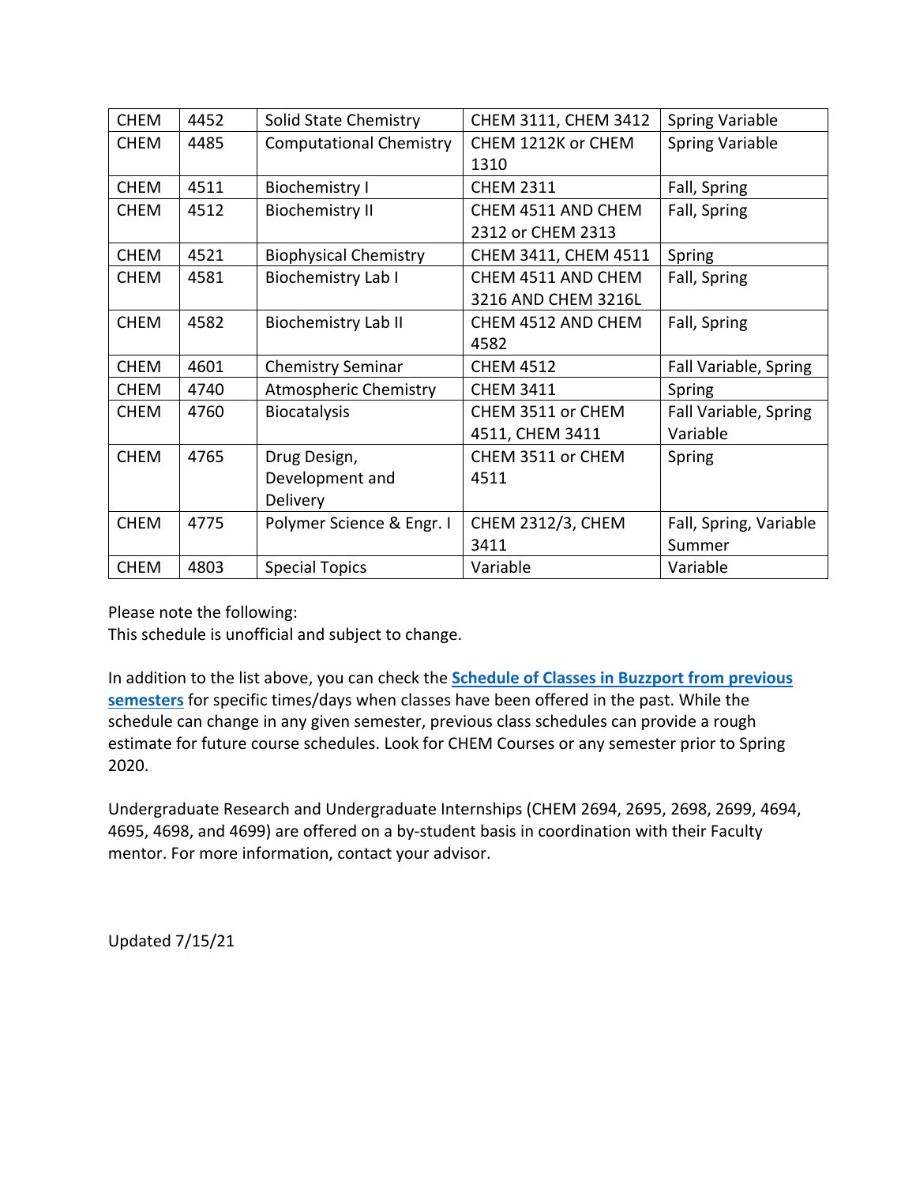| | | | | |
|---|---|---|---|---|
| CHEM | 4452 | Solid State Chemistry | CHEM 3111, CHEM 3412 | Spring Variable |
| CHEM | 4485 | Computational Chemistry | CHEM 1212K or CHEM 1310 | Spring Variable |
| CHEM | 4511 | Biochemistry I | CHEM 2311 | Fall, Spring |
| CHEM | 4512 | Biochemistry II | CHEM 4511 AND CHEM 2312 or CHEM 2313 | Fall, Spring |
| CHEM | 4521 | Biophysical Chemistry | CHEM 3411, CHEM 4511 | Spring |
| CHEM | 4581 | Biochemistry Lab I | CHEM 4511 AND CHEM 3216 AND CHEM 3216L | Fall, Spring |
| CHEM | 4582 | Biochemistry Lab II | CHEM 4512 AND CHEM 4582 | Fall, Spring |
| CHEM | 4601 | Chemistry Seminar | CHEM 4512 | Fall Variable, Spring |
| CHEM | 4740 | Atmospheric Chemistry | CHEM 3411 | Spring |
| CHEM | 4760 | Biocatalysis | CHEM 3511 or CHEM 4511, CHEM 3411 | Fall Variable, Spring Variable |
| CHEM | 4765 | Drug Design, Development and Delivery | CHEM 3511 or CHEM 4511 | Spring |
| CHEM | 4775 | Polymer Science & Engr. I | CHEM 2312/3, CHEM 3411 | Fall, Spring, Variable Summer |
| CHEM | 4803 | Special Topics | Variable | Variable |

Please note the following:
This schedule is unofficial and subject to change.

In addition to the list above, you can check the **Schedule of Classes in Buzzport from previous semesters** for specific times/days when classes have been offered in the past. While the schedule can change in any given semester, previous class schedules can provide a rough estimate for future course schedules. Look for CHEM Courses or any semester prior to Spring 2020.

Undergraduate Research and Undergraduate Internships (CHEM 2694, 2695, 2698, 2699, 4694, 4695, 4698, and 4699) are offered on a by-student basis in coordination with their Faculty mentor. For more information, contact your advisor.

Updated 7/15/21